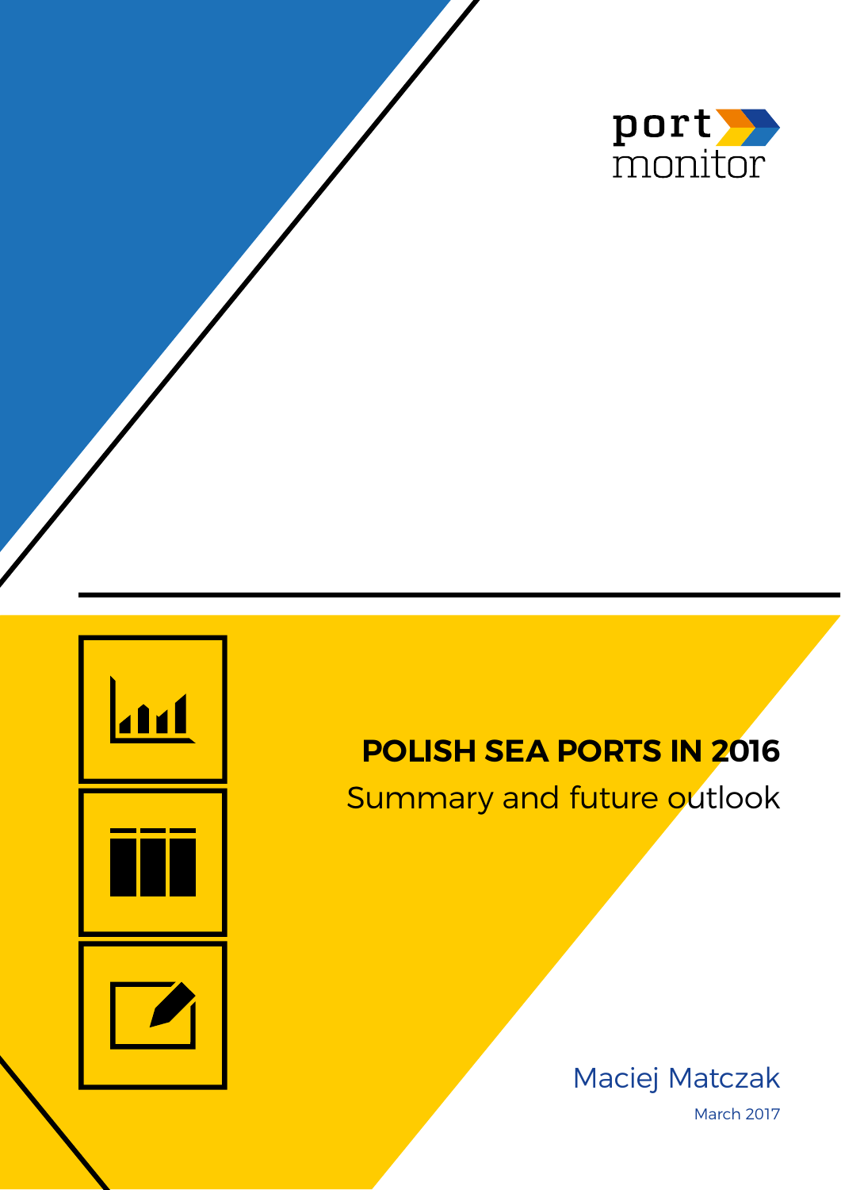port
monitor

# POLISH SEA PORTS IN 2016

## Summary and future outlook

Maciej Matczak

March 2017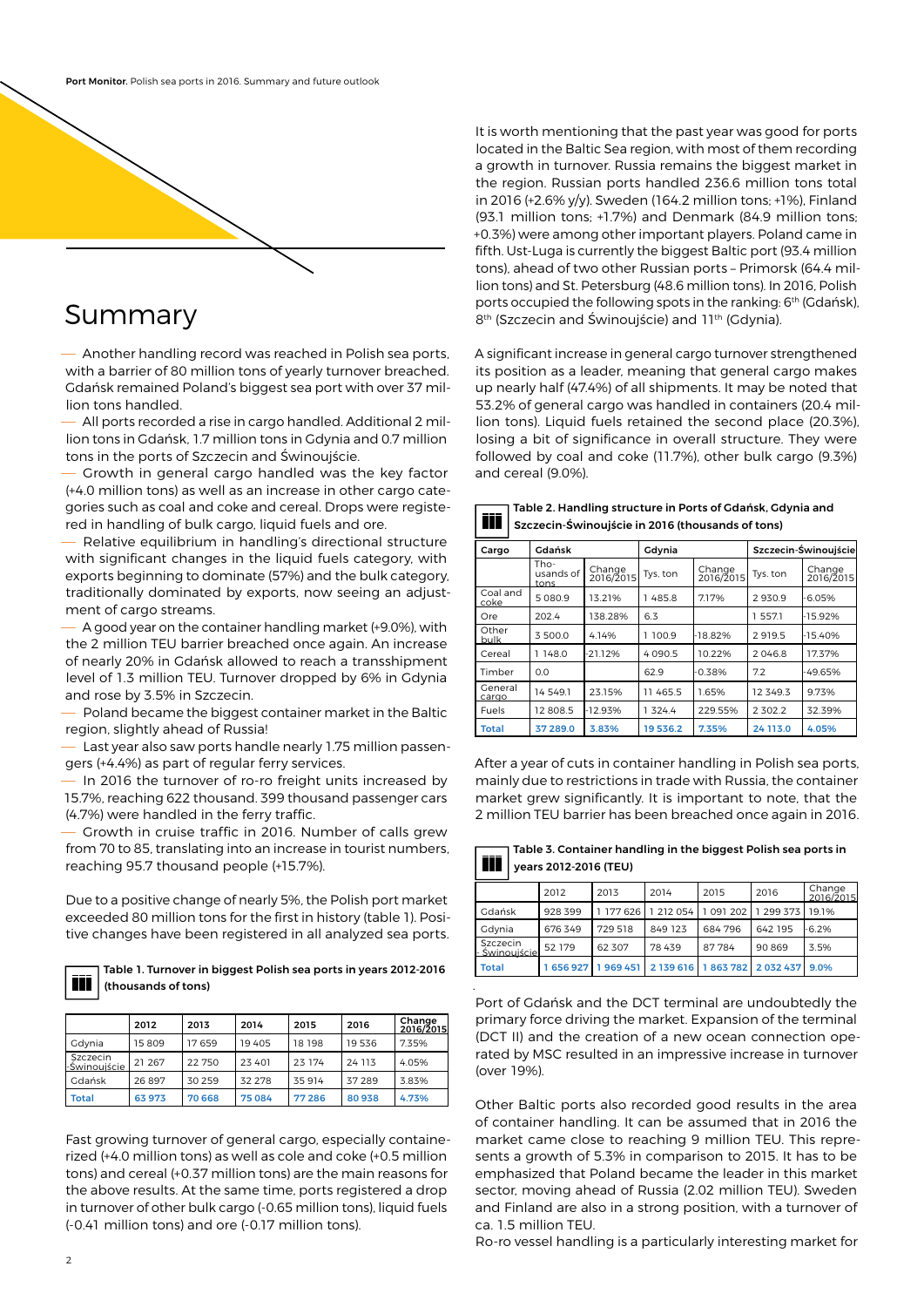# Summary

— Another handling record was reached in Polish sea ports, with a barrier of 80 million tons of yearly turnover breached. Gdańsk remained Poland's biggest sea port with over 37 million tons handled.

— All ports recorded a rise in cargo handled. Additional 2 million tons in Gdańsk, 1.7 million tons in Gdynia and 0.7 million tons in the ports of Szczecin and Świnoujście.

— Growth in general cargo handled was the key factor (+4.0 million tons) as well as an increase in other cargo categories such as coal and coke and cereal. Drops were registered in handling of bulk cargo, liquid fuels and ore.

— Relative equilibrium in handling's directional structure with significant changes in the liquid fuels category, with exports beginning to dominate (57%) and the bulk category, traditionally dominated by exports, now seeing an adjustment of cargo streams.

— A good year on the container handling market (+9.0%), with the 2 million TEU barrier breached once again. An increase of nearly 20% in Gdańsk allowed to reach a transshipment level of 1.3 million TEU. Turnover dropped by 6% in Gdynia and rose by 3.5% in Szczecin.

— Poland became the biggest container market in the Baltic region, slightly ahead of Russia!

— Last year also saw ports handle nearly 1.75 million passengers (+4.4%) as part of regular ferry services.

— In 2016 the turnover of ro-ro freight units increased by 15.7%, reaching 622 thousand. 399 thousand passenger cars (4.7%) were handled in the ferry traffic.

— Growth in cruise traffic in 2016. Number of calls grew from 70 to 85, translating into an increase in tourist numbers, reaching 95.7 thousand people (+15.7%).

Due to a positive change of nearly 5%, the Polish port market exceeded 80 million tons for the first in history (table 1). Positive changes have been registered in all analyzed sea ports.

**Table 1. Turnover in biggest Polish sea ports in years 2012-2016 (thousands of tons)**

| | 2012 | 2013 | 2014 | 2015 | 2016 | Change 2016/2015 |
|---|---|---|---|---|---|---|
| Gdynia | 15 809 | 17 659 | 19 405 | 18 198 | 19 536 | 7.35% |
| Szczecin -Świnoujście | 21 267 | 22 750 | 23 401 | 23 174 | 24 113 | 4.05% |
| Gdańsk | 26 897 | 30 259 | 32 278 | 35 914 | 37 289 | 3.83% |
| **Total** | **63 973** | **70 668** | **75 084** | **77 286** | **80 938** | **4.73%** |

Fast growing turnover of general cargo, especially containerized (+4.0 million tons) as well as cole and coke (+0.5 million tons) and cereal (+0.37 million tons) are the main reasons for the above results. At the same time, ports registered a drop in turnover of other bulk cargo (-0.65 million tons), liquid fuels (-0.41 million tons) and ore (-0.17 million tons).

It is worth mentioning that the past year was good for ports located in the Baltic Sea region, with most of them recording a growth in turnover. Russia remains the biggest market in the region. Russian ports handled 236.6 million tons total in 2016 (+2.6% y/y). Sweden (164.2 million tons; +1%), Finland (93.1 million tons; +1.7%) and Denmark (84.9 million tons; +0.3%) were among other important players. Poland came in fifth. Ust-Luga is currently the biggest Baltic port (93.4 million tons), ahead of two other Russian ports – Primorsk (64.4 million tons) and St. Petersburg (48.6 million tons). In 2016, Polish ports occupied the following spots in the ranking: 6th (Gdańsk), 8th (Szczecin and Świnoujście) and 11th (Gdynia).

A significant increase in general cargo turnover strengthened its position as a leader, meaning that general cargo makes up nearly half (47.4%) of all shipments. It may be noted that 53.2% of general cargo was handled in containers (20.4 million tons). Liquid fuels retained the second place (20.3%), losing a bit of significance in overall structure. They were followed by coal and coke (11.7%), other bulk cargo (9.3%) and cereal (9.0%).

**Table 2. Handling structure in Ports of Gdańsk, Gdynia and Szczecin-Świnoujście in 2016 (thousands of tons)**

| Cargo | Gdańsk | | Gdynia | | Szczecin-Świnoujście | |
|---|---|---|---|---|---|---|
| | Thousands of tons | Change 2016/2015 | Tys. ton | Change 2016/2015 | Tys. ton | Change 2016/2015 |
| Coal and coke | 5 080.9 | 13.21% | 1 485.8 | 7.17% | 2 930.9 | -6.05% |
| Ore | 202.4 | 138.28% | 6.3 | | 1 557.1 | -15.92% |
| Other bulk | 3 500.0 | 4.14% | 1 100.9 | -18.82% | 2 919.5 | -15.40% |
| Cereal | 1 148.0 | -21.12% | 4 090.5 | 10.22% | 2 046.8 | 17.37% |
| Timber | 0.0 | | 62.9 | -0.38% | 7.2 | -49.65% |
| General cargo | 14 549.1 | 23.15% | 11 465.5 | 1.65% | 12 349.3 | 9.73% |
| Fuels | 12 808.5 | -12.93% | 1 324.4 | 229.55% | 2 302.2 | 32.39% |
| **Total** | **37 289.0** | **3.83%** | **19 536.2** | **7.35%** | **24 113.0** | **4.05%** |

After a year of cuts in container handling in Polish sea ports, mainly due to restrictions in trade with Russia, the container market grew significantly. It is important to note, that the 2 million TEU barrier has been breached once again in 2016.

**Table 3. Container handling in the biggest Polish sea ports in years 2012-2016 (TEU)**

| | 2012 | 2013 | 2014 | 2015 | 2016 | Change 2016/2015 |
|---|---|---|---|---|---|---|
| Gdańsk | 928 399 | 1 177 626 | 1 212 054 | 1 091 202 | 1 299 373 | 19.1% |
| Gdynia | 676 349 | 729 518 | 849 123 | 684 796 | 642 195 | -6.2% |
| Szczecin -Świnoujście | 52 179 | 62 307 | 78 439 | 87 784 | 90 869 | 3.5% |
| **Total** | **1 656 927** | **1 969 451** | **2 139 616** | **1 863 782** | **2 032 437** | **9.0%** |

Port of Gdańsk and the DCT terminal are undoubtedly the primary force driving the market. Expansion of the terminal (DCT II) and the creation of a new ocean connection operated by MSC resulted in an impressive increase in turnover (over 19%).

Other Baltic ports also recorded good results in the area of container handling. It can be assumed that in 2016 the market came close to reaching 9 million TEU. This represents a growth of 5.3% in comparison to 2015. It has to be emphasized that Poland became the leader in this market sector, moving ahead of Russia (2.02 million TEU). Sweden and Finland are also in a strong position, with a turnover of ca. 1.5 million TEU.

Ro-ro vessel handling is a particularly interesting market for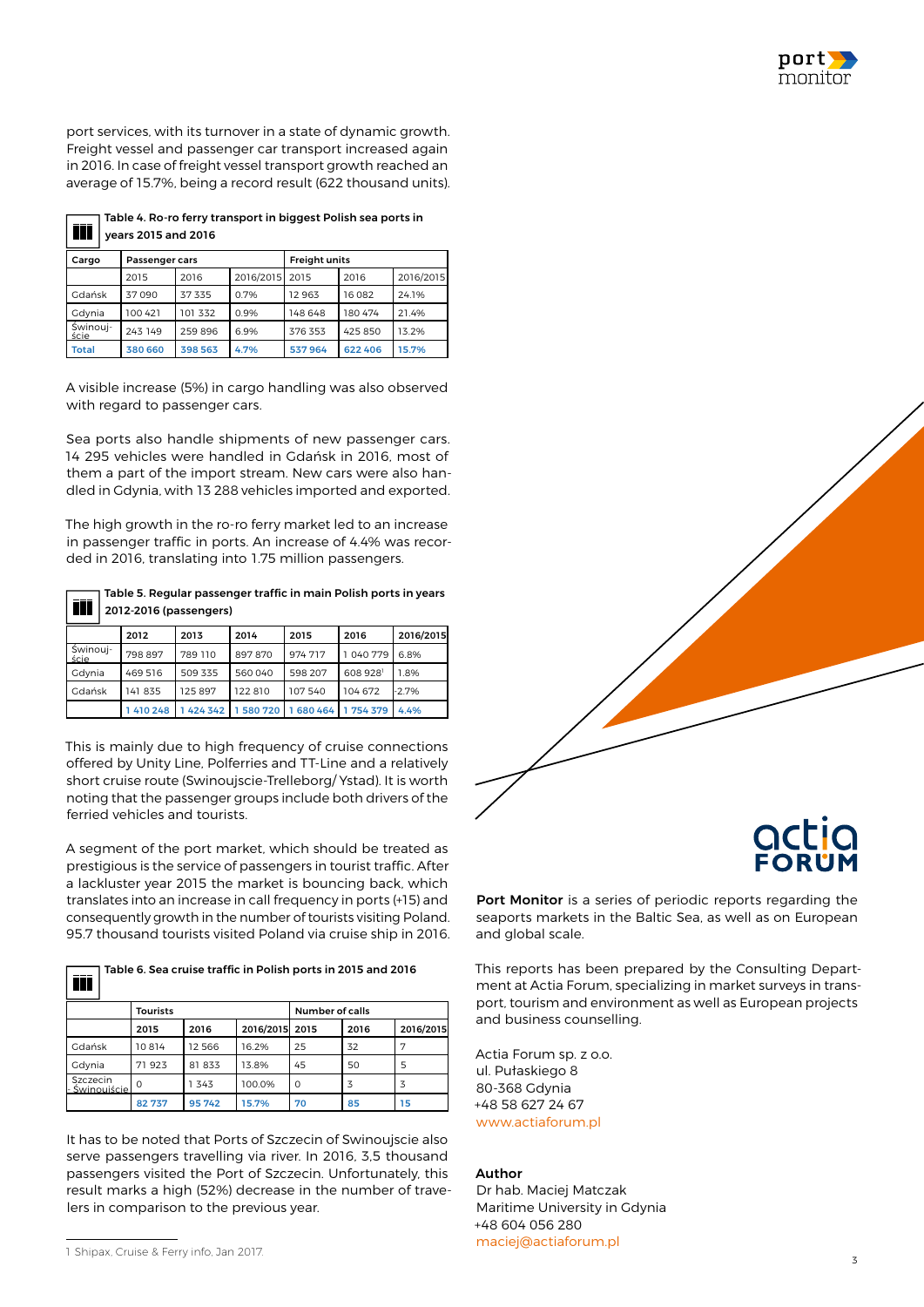port services, with its turnover in a state of dynamic growth. Freight vessel and passenger car transport increased again in 2016. In case of freight vessel transport growth reached an average of 15.7%, being a record result (622 thousand units).

**Table 4. Ro-ro ferry transport in biggest Polish sea ports in years 2015 and 2016**

| Cargo | Passenger cars | | | Freight units | | |
|---|---|---|---|---|---|---|
| | 2015 | 2016 | 2016/2015 | 2015 | 2016 | 2016/2015 |
| Gdańsk | 37 090 | 37 335 | 0.7% | 12 963 | 16 082 | 24.1% |
| Gdynia | 100 421 | 101 332 | 0.9% | 148 648 | 180 474 | 21.4% |
| Świnoujście | 243 149 | 259 896 | 6.9% | 376 353 | 425 850 | 13.2% |
| **Total** | **380 660** | **398 563** | **4.7%** | **537 964** | **622 406** | **15.7%** |

A visible increase (5%) in cargo handling was also observed with regard to passenger cars.

Sea ports also handle shipments of new passenger cars. 14 295 vehicles were handled in Gdańsk in 2016, most of them a part of the import stream. New cars were also handled in Gdynia, with 13 288 vehicles imported and exported.

The high growth in the ro-ro ferry market led to an increase in passenger traffic in ports. An increase of 4.4% was recorded in 2016, translating into 1.75 million passengers.

**Table 5. Regular passenger traffic in main Polish ports in years 2012-2016 (passengers)**

| | 2012 | 2013 | 2014 | 2015 | 2016 | 2016/2015 |
|---|---|---|---|---|---|---|
| Świnoujście | 798 897 | 789 110 | 897 870 | 974 717 | 1 040 779 | 6.8% |
| Gdynia | 469 516 | 509 335 | 560 040 | 598 207 | 608 928[1] | 1.8% |
| Gdańsk | 141 835 | 125 897 | 122 810 | 107 540 | 104 672 | -2.7% |
| | **1 410 248** | **1 424 342** | **1 580 720** | **1 680 464** | **1 754 379** | **4.4%** |

This is mainly due to high frequency of cruise connections offered by Unity Line, Polferries and TT-Line and a relatively short cruise route (Swinoujscie-Trelleborg/ Ystad). It is worth noting that the passenger groups include both drivers of the ferried vehicles and tourists.

A segment of the port market, which should be treated as prestigious is the service of passengers in tourist traffic. After a lackluster year 2015 the market is bouncing back, which translates into an increase in call frequency in ports (+15) and consequently growth in the number of tourists visiting Poland. 95.7 thousand tourists visited Poland via cruise ship in 2016.

**Table 6. Sea cruise traffic in Polish ports in 2015 and 2016**

| | Tourists | | | Number of calls | | |
|---|---|---|---|---|---|---|
| | 2015 | 2016 | 2016/2015 | 2015 | 2016 | 2016/2015 |
| Gdańsk | 10 814 | 12 566 | 16.2% | 25 | 32 | 7 |
| Gdynia | 71 923 | 81 833 | 13.8% | 45 | 50 | 5 |
| Szczecin - Świnoujście | 0 | 1 343 | 100.0% | 0 | 3 | 3 |
| | **82 737** | **95 742** | **15.7%** | **70** | **85** | **15** |

It has to be noted that Ports of Szczecin of Swinoujscie also serve passengers travelling via river. In 2016, 3,5 thousand passengers visited the Port of Szczecin. Unfortunately, this result marks a high (52%) decrease in the number of travelers in comparison to the previous year.

1 Shipax, Cruise & Ferry info, Jan 2017.

**Port Monitor** is a series of periodic reports regarding the seaports markets in the Baltic Sea, as well as on European and global scale.

This reports has been prepared by the Consulting Department at Actia Forum, specializing in market surveys in transport, tourism and environment as well as European projects and business counselling.

Actia Forum sp. z o.o.
ul. Pułaskiego 8
80-368 Gdynia
+48 58 627 24 67
www.actiaforum.pl

**Author**
Dr hab. Maciej Matczak
Maritime University in Gdynia
+48 604 056 280
maciej@actiaforum.pl